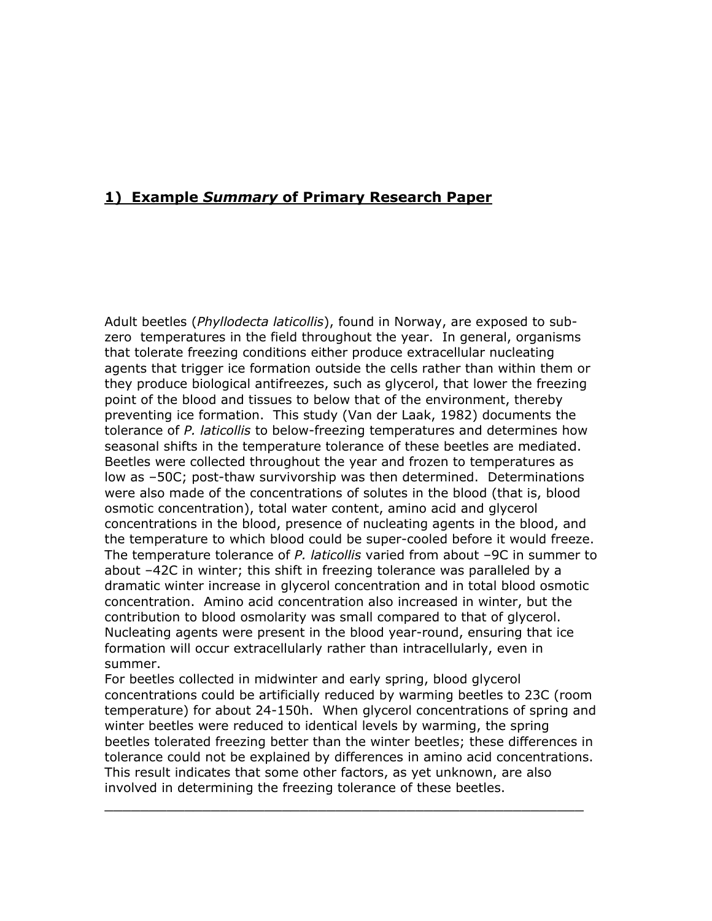## **1) Example *Summary* of Primary Research Paper**

Adult beetles (*Phyllodecta laticollis*), found in Norway, are exposed to sub-zero temperatures in the field throughout the year. In general, organisms that tolerate freezing conditions either produce extracellular nucleating agents that trigger ice formation outside the cells rather than within them or they produce biological antifreezes, such as glycerol, that lower the freezing point of the blood and tissues to below that of the environment, thereby preventing ice formation. This study (Van der Laak, 1982) documents the tolerance of *P. laticollis* to below-freezing temperatures and determines how seasonal shifts in the temperature tolerance of these beetles are mediated. Beetles were collected throughout the year and frozen to temperatures as low as –50C; post-thaw survivorship was then determined. Determinations were also made of the concentrations of solutes in the blood (that is, blood osmotic concentration), total water content, amino acid and glycerol concentrations in the blood, presence of nucleating agents in the blood, and the temperature to which blood could be super-cooled before it would freeze. The temperature tolerance of *P. laticollis* varied from about –9C in summer to about –42C in winter; this shift in freezing tolerance was paralleled by a dramatic winter increase in glycerol concentration and in total blood osmotic concentration. Amino acid concentration also increased in winter, but the contribution to blood osmolarity was small compared to that of glycerol. Nucleating agents were present in the blood year-round, ensuring that ice formation will occur extracellularly rather than intracellularly, even in summer.

For beetles collected in midwinter and early spring, blood glycerol concentrations could be artificially reduced by warming beetles to 23C (room temperature) for about 24-150h. When glycerol concentrations of spring and winter beetles were reduced to identical levels by warming, the spring beetles tolerated freezing better than the winter beetles; these differences in tolerance could not be explained by differences in amino acid concentrations. This result indicates that some other factors, as yet unknown, are also involved in determining the freezing tolerance of these beetles.

---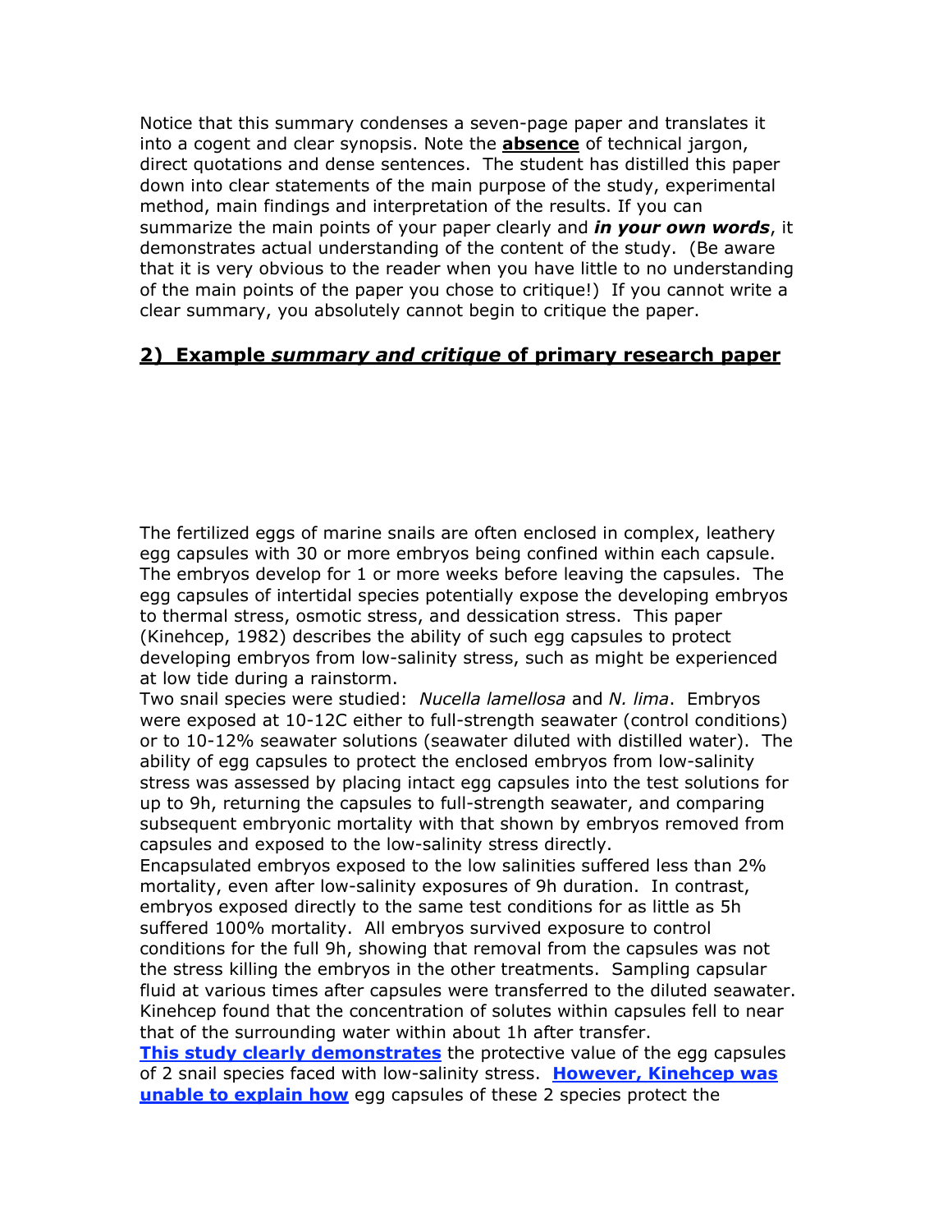Notice that this summary condenses a seven-page paper and translates it into a cogent and clear synopsis. Note the **absence** of technical jargon, direct quotations and dense sentences. The student has distilled this paper down into clear statements of the main purpose of the study, experimental method, main findings and interpretation of the results. If you can summarize the main points of your paper clearly and ***in your own words***, it demonstrates actual understanding of the content of the study. (Be aware that it is very obvious to the reader when you have little to no understanding of the main points of the paper you chose to critique!) If you cannot write a clear summary, you absolutely cannot begin to critique the paper.

## 2) Example *summary and critique* of primary research paper

The fertilized eggs of marine snails are often enclosed in complex, leathery egg capsules with 30 or more embryos being confined within each capsule. The embryos develop for 1 or more weeks before leaving the capsules. The egg capsules of intertidal species potentially expose the developing embryos to thermal stress, osmotic stress, and dessication stress. This paper (Kinehcep, 1982) describes the ability of such egg capsules to protect developing embryos from low-salinity stress, such as might be experienced at low tide during a rainstorm.

Two snail species were studied: *Nucella lamellosa* and *N. lima*. Embryos were exposed at 10-12C either to full-strength seawater (control conditions) or to 10-12% seawater solutions (seawater diluted with distilled water). The ability of egg capsules to protect the enclosed embryos from low-salinity stress was assessed by placing intact egg capsules into the test solutions for up to 9h, returning the capsules to full-strength seawater, and comparing subsequent embryonic mortality with that shown by embryos removed from capsules and exposed to the low-salinity stress directly.

Encapsulated embryos exposed to the low salinities suffered less than 2% mortality, even after low-salinity exposures of 9h duration. In contrast, embryos exposed directly to the same test conditions for as little as 5h suffered 100% mortality. All embryos survived exposure to control conditions for the full 9h, showing that removal from the capsules was not the stress killing the embryos in the other treatments. Sampling capsular fluid at various times after capsules were transferred to the diluted seawater. Kinehcep found that the concentration of solutes within capsules fell to near that of the surrounding water within about 1h after transfer.

**This study clearly demonstrates** the protective value of the egg capsules of 2 snail species faced with low-salinity stress. **However, Kinehcep was unable to explain how** egg capsules of these 2 species protect the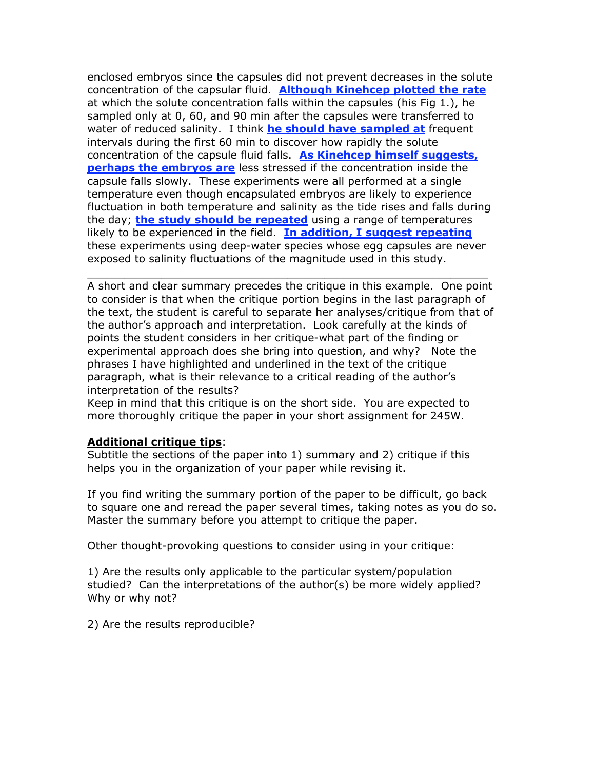enclosed embryos since the capsules did not prevent decreases in the solute concentration of the capsular fluid. **Although Kinehcep plotted the rate** at which the solute concentration falls within the capsules (his Fig 1.), he sampled only at 0, 60, and 90 min after the capsules were transferred to water of reduced salinity. I think **he should have sampled at** frequent intervals during the first 60 min to discover how rapidly the solute concentration of the capsule fluid falls. **As Kinehcep himself suggests, perhaps the embryos are** less stressed if the concentration inside the capsule falls slowly. These experiments were all performed at a single temperature even though encapsulated embryos are likely to experience fluctuation in both temperature and salinity as the tide rises and falls during the day; **the study should be repeated** using a range of temperatures likely to be experienced in the field. **In addition, I suggest repeating** these experiments using deep-water species whose egg capsules are never exposed to salinity fluctuations of the magnitude used in this study.

---

A short and clear summary precedes the critique in this example. One point to consider is that when the critique portion begins in the last paragraph of the text, the student is careful to separate her analyses/critique from that of the author's approach and interpretation. Look carefully at the kinds of points the student considers in her critique-what part of the finding or experimental approach does she bring into question, and why? Note the phrases I have highlighted and underlined in the text of the critique paragraph, what is their relevance to a critical reading of the author's interpretation of the results?

Keep in mind that this critique is on the short side. You are expected to more thoroughly critique the paper in your short assignment for 245W.

**Additional critique tips**:

Subtitle the sections of the paper into 1) summary and 2) critique if this helps you in the organization of your paper while revising it.

If you find writing the summary portion of the paper to be difficult, go back to square one and reread the paper several times, taking notes as you do so. Master the summary before you attempt to critique the paper.

Other thought-provoking questions to consider using in your critique:

1) Are the results only applicable to the particular system/population studied? Can the interpretations of the author(s) be more widely applied? Why or why not?

2) Are the results reproducible?